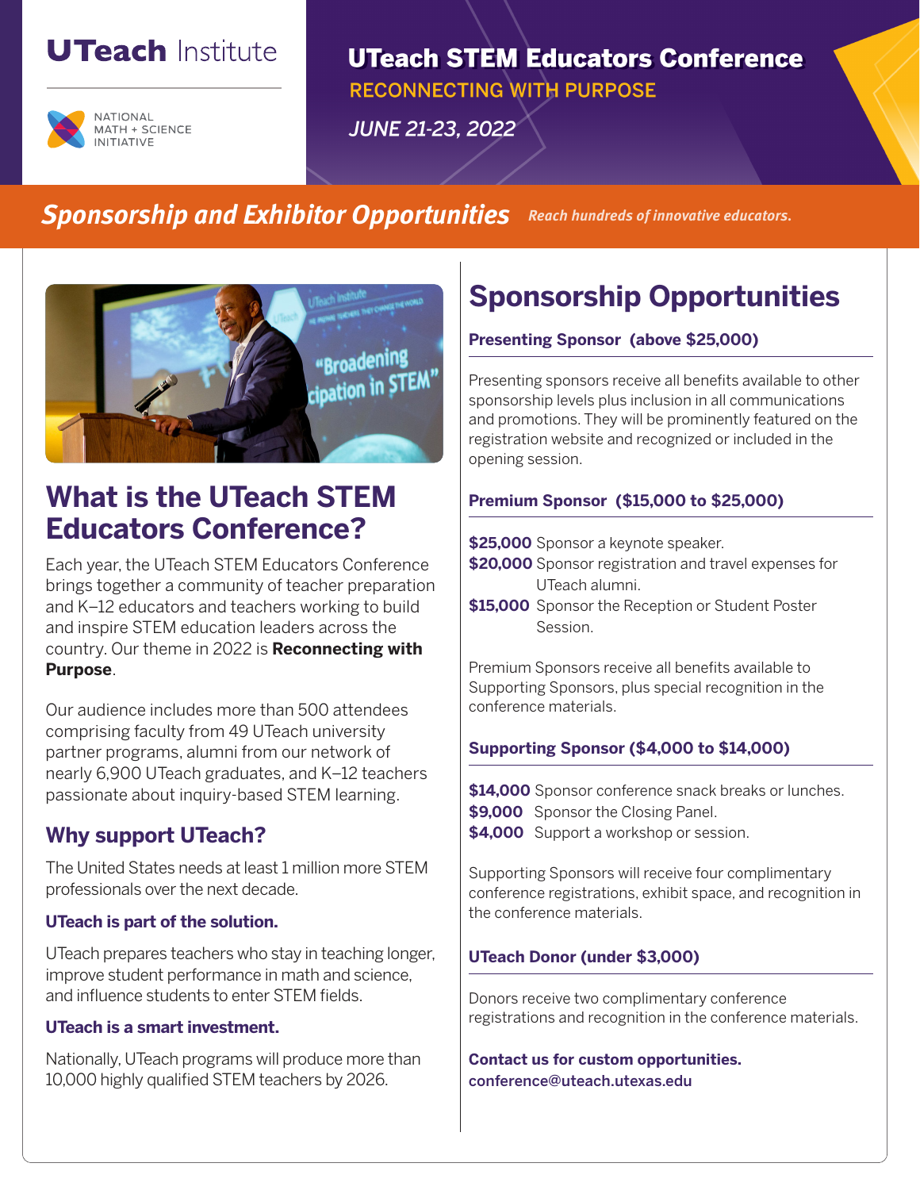UTeach Institute

NATIONAL MATH + SCIENCE INITIATIVE

# UTeach STEM Educators Conference

RECONNECTING WITH PURPOSE

*JUNE 21-23, 2022*

## *Sponsorship and Exhibitor Opportunities*

***Reach hundreds of innovative educators.***

## What is the UTeach STEM Educators Conference?

Each year, the UTeach STEM Educators Conference brings together a community of teacher preparation and K–12 educators and teachers working to build and inspire STEM education leaders across the country. Our theme in 2022 is **Reconnecting with Purpose**.

Our audience includes more than 500 attendees comprising faculty from 49 UTeach university partner programs, alumni from our network of nearly 6,900 UTeach graduates, and K–12 teachers passionate about inquiry-based STEM learning.

### Why support UTeach?

The United States needs at least 1 million more STEM professionals over the next decade.

**UTeach is part of the solution.**

UTeach prepares teachers who stay in teaching longer, improve student performance in math and science, and influence students to enter STEM fields.

**UTeach is a smart investment.**

Nationally, UTeach programs will produce more than 10,000 highly qualified STEM teachers by 2026.

## Sponsorship Opportunities

**Presenting Sponsor (above $25,000)**

Presenting sponsors receive all benefits available to other sponsorship levels plus inclusion in all communications and promotions. They will be prominently featured on the registration website and recognized or included in the opening session.

**Premium Sponsor ($15,000 to $25,000)**

**$25,000** Sponsor a keynote speaker.
**$20,000** Sponsor registration and travel expenses for UTeach alumni.
**$15,000** Sponsor the Reception or Student Poster Session.

Premium Sponsors receive all benefits available to Supporting Sponsors, plus special recognition in the conference materials.

**Supporting Sponsor ($4,000 to $14,000)**

**$14,000** Sponsor conference snack breaks or lunches.
**$9,000** Sponsor the Closing Panel.
**$4,000** Support a workshop or session.

Supporting Sponsors will receive four complimentary conference registrations, exhibit space, and recognition in the conference materials.

**UTeach Donor (under $3,000)**

Donors receive two complimentary conference registrations and recognition in the conference materials.

**Contact us for custom opportunities.**
conference@uteach.utexas.edu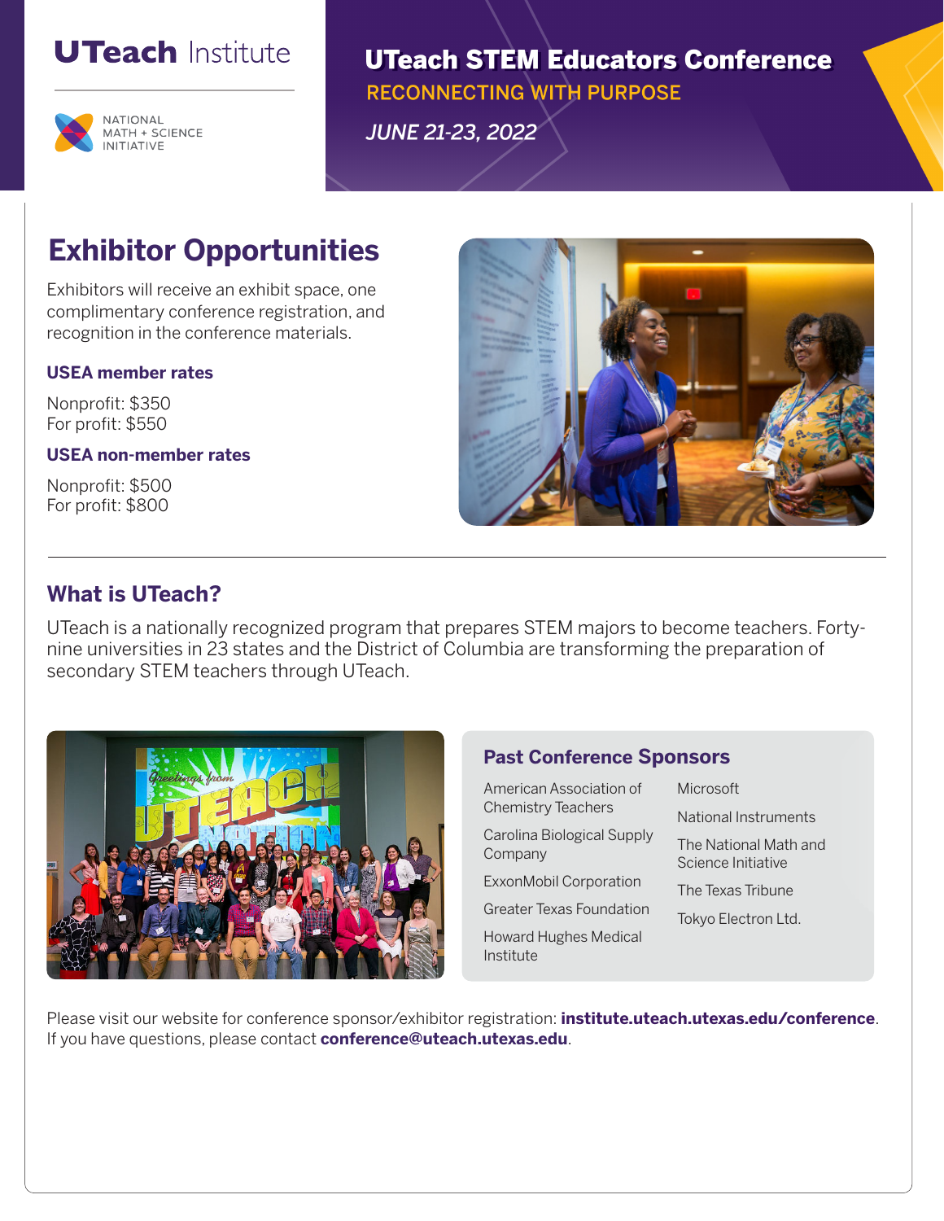UTeach Institute

NATIONAL MATH + SCIENCE INITIATIVE

# UTeach STEM Educators Conference

RECONNECTING WITH PURPOSE

*JUNE 21-23, 2022*

## Exhibitor Opportunities

Exhibitors will receive an exhibit space, one complimentary conference registration, and recognition in the conference materials.

### USEA member rates

Nonprofit: $350
For profit: $550

### USEA non-member rates

Nonprofit: $500
For profit: $800

## What is UTeach?

UTeach is a nationally recognized program that prepares STEM majors to become teachers. Forty-nine universities in 23 states and the District of Columbia are transforming the preparation of secondary STEM teachers through UTeach.

### Past Conference Sponsors

American Association of Chemistry Teachers

Carolina Biological Supply Company

ExxonMobil Corporation

Greater Texas Foundation

Howard Hughes Medical Institute

Microsoft

National Instruments

The National Math and Science Initiative

The Texas Tribune

Tokyo Electron Ltd.

Please visit our website for conference sponsor/exhibitor registration: **institute.uteach.utexas.edu/conference**.
If you have questions, please contact **conference@uteach.utexas.edu**.